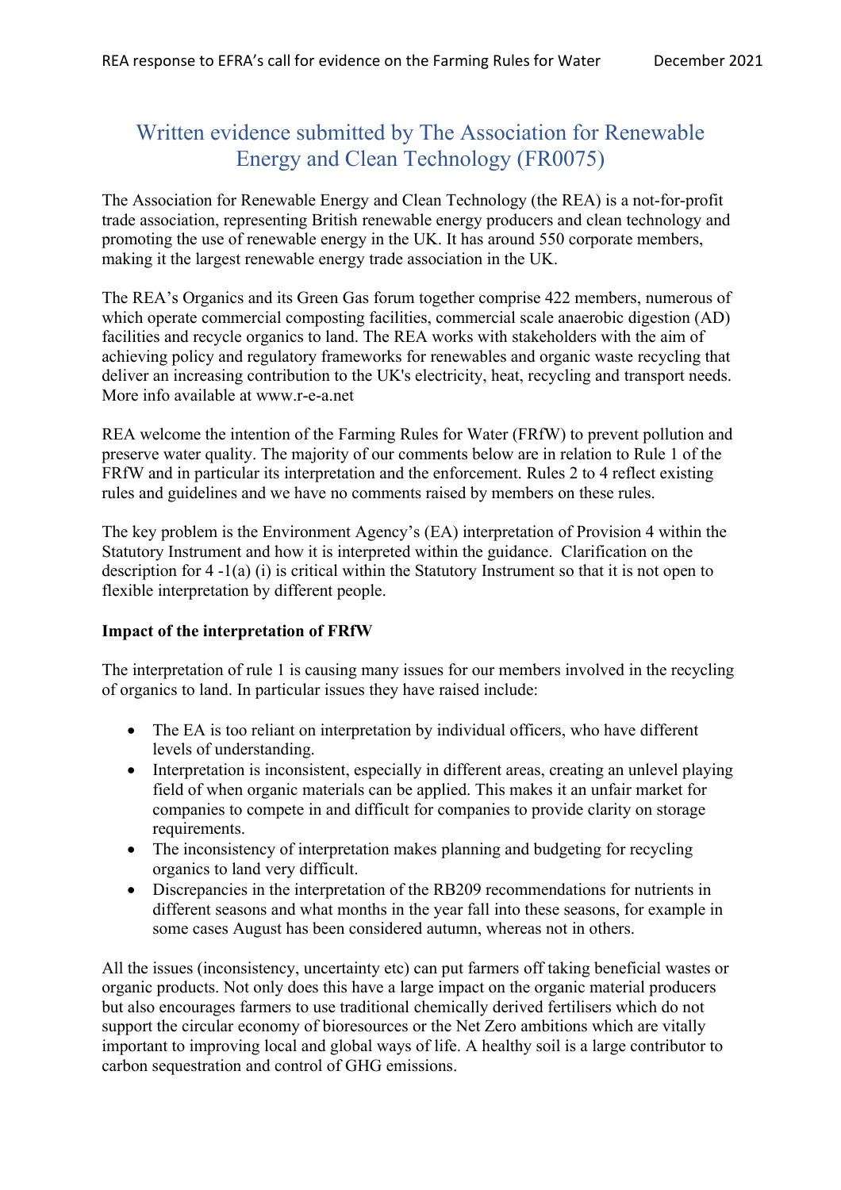# Written evidence submitted by The Association for Renewable Energy and Clean Technology (FR0075)

The Association for Renewable Energy and Clean Technology (the REA) is a not-for-profit trade association, representing British renewable energy producers and clean technology and promoting the use of renewable energy in the UK. It has around 550 corporate members, making it the largest renewable energy trade association in the UK.

The REA's Organics and its Green Gas forum together comprise 422 members, numerous of which operate commercial composting facilities, commercial scale anaerobic digestion (AD) facilities and recycle organics to land. The REA works with stakeholders with the aim of achieving policy and regulatory frameworks for renewables and organic waste recycling that deliver an increasing contribution to the UK's electricity, heat, recycling and transport needs. More info available at www.r-e-a.net

REA welcome the intention of the Farming Rules for Water (FRfW) to prevent pollution and preserve water quality. The majority of our comments below are in relation to Rule 1 of the FRfW and in particular its interpretation and the enforcement. Rules 2 to 4 reflect existing rules and guidelines and we have no comments raised by members on these rules.

The key problem is the Environment Agency's (EA) interpretation of Provision 4 within the Statutory Instrument and how it is interpreted within the guidance. Clarification on the description for 4 -1(a) (i) is critical within the Statutory Instrument so that it is not open to flexible interpretation by different people.

**Impact of the interpretation of FRfW**

The interpretation of rule 1 is causing many issues for our members involved in the recycling of organics to land. In particular issues they have raised include:

- The EA is too reliant on interpretation by individual officers, who have different levels of understanding.
- Interpretation is inconsistent, especially in different areas, creating an unlevel playing field of when organic materials can be applied. This makes it an unfair market for companies to compete in and difficult for companies to provide clarity on storage requirements.
- The inconsistency of interpretation makes planning and budgeting for recycling organics to land very difficult.
- Discrepancies in the interpretation of the RB209 recommendations for nutrients in different seasons and what months in the year fall into these seasons, for example in some cases August has been considered autumn, whereas not in others.

All the issues (inconsistency, uncertainty etc) can put farmers off taking beneficial wastes or organic products. Not only does this have a large impact on the organic material producers but also encourages farmers to use traditional chemically derived fertilisers which do not support the circular economy of bioresources or the Net Zero ambitions which are vitally important to improving local and global ways of life. A healthy soil is a large contributor to carbon sequestration and control of GHG emissions.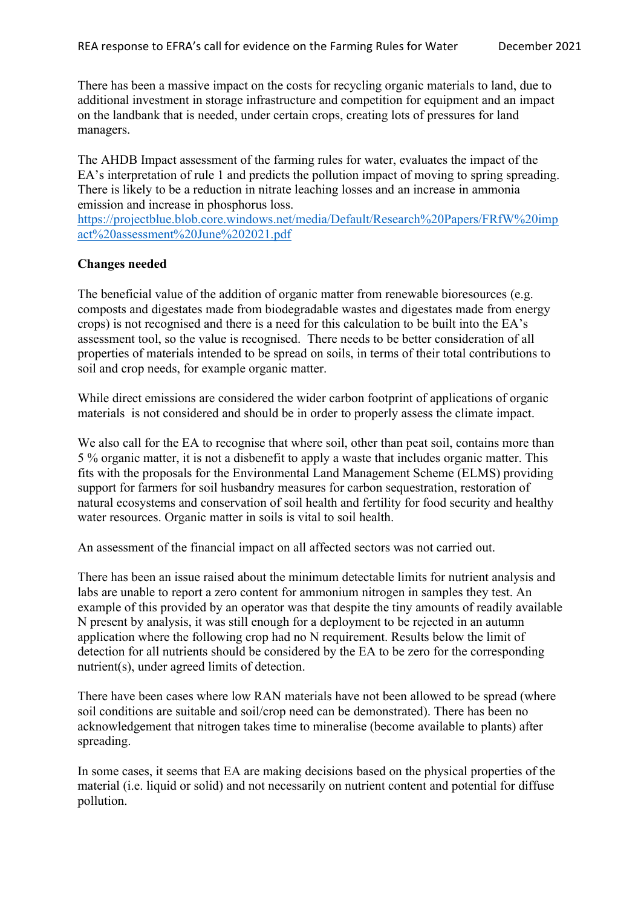There has been a massive impact on the costs for recycling organic materials to land, due to additional investment in storage infrastructure and competition for equipment and an impact on the landbank that is needed, under certain crops, creating lots of pressures for land managers.

The AHDB Impact assessment of the farming rules for water, evaluates the impact of the EA's interpretation of rule 1 and predicts the pollution impact of moving to spring spreading. There is likely to be a reduction in nitrate leaching losses and an increase in ammonia emission and increase in phosphorus loss.
[https://projectblue.blob.core.windows.net/media/Default/Research%20Papers/FRfW%20impact%20assessment%20June%202021.pdf](https://projectblue.blob.core.windows.net/media/Default/Research%20Papers/FRfW%20impact%20assessment%20June%202021.pdf)

**Changes needed**

The beneficial value of the addition of organic matter from renewable bioresources (e.g. composts and digestates made from biodegradable wastes and digestates made from energy crops) is not recognised and there is a need for this calculation to be built into the EA's assessment tool, so the value is recognised. There needs to be better consideration of all properties of materials intended to be spread on soils, in terms of their total contributions to soil and crop needs, for example organic matter.

While direct emissions are considered the wider carbon footprint of applications of organic materials is not considered and should be in order to properly assess the climate impact.

We also call for the EA to recognise that where soil, other than peat soil, contains more than 5 % organic matter, it is not a disbenefit to apply a waste that includes organic matter. This fits with the proposals for the Environmental Land Management Scheme (ELMS) providing support for farmers for soil husbandry measures for carbon sequestration, restoration of natural ecosystems and conservation of soil health and fertility for food security and healthy water resources. Organic matter in soils is vital to soil health.

An assessment of the financial impact on all affected sectors was not carried out.

There has been an issue raised about the minimum detectable limits for nutrient analysis and labs are unable to report a zero content for ammonium nitrogen in samples they test. An example of this provided by an operator was that despite the tiny amounts of readily available N present by analysis, it was still enough for a deployment to be rejected in an autumn application where the following crop had no N requirement. Results below the limit of detection for all nutrients should be considered by the EA to be zero for the corresponding nutrient(s), under agreed limits of detection.

There have been cases where low RAN materials have not been allowed to be spread (where soil conditions are suitable and soil/crop need can be demonstrated). There has been no acknowledgement that nitrogen takes time to mineralise (become available to plants) after spreading.

In some cases, it seems that EA are making decisions based on the physical properties of the material (i.e. liquid or solid) and not necessarily on nutrient content and potential for diffuse pollution.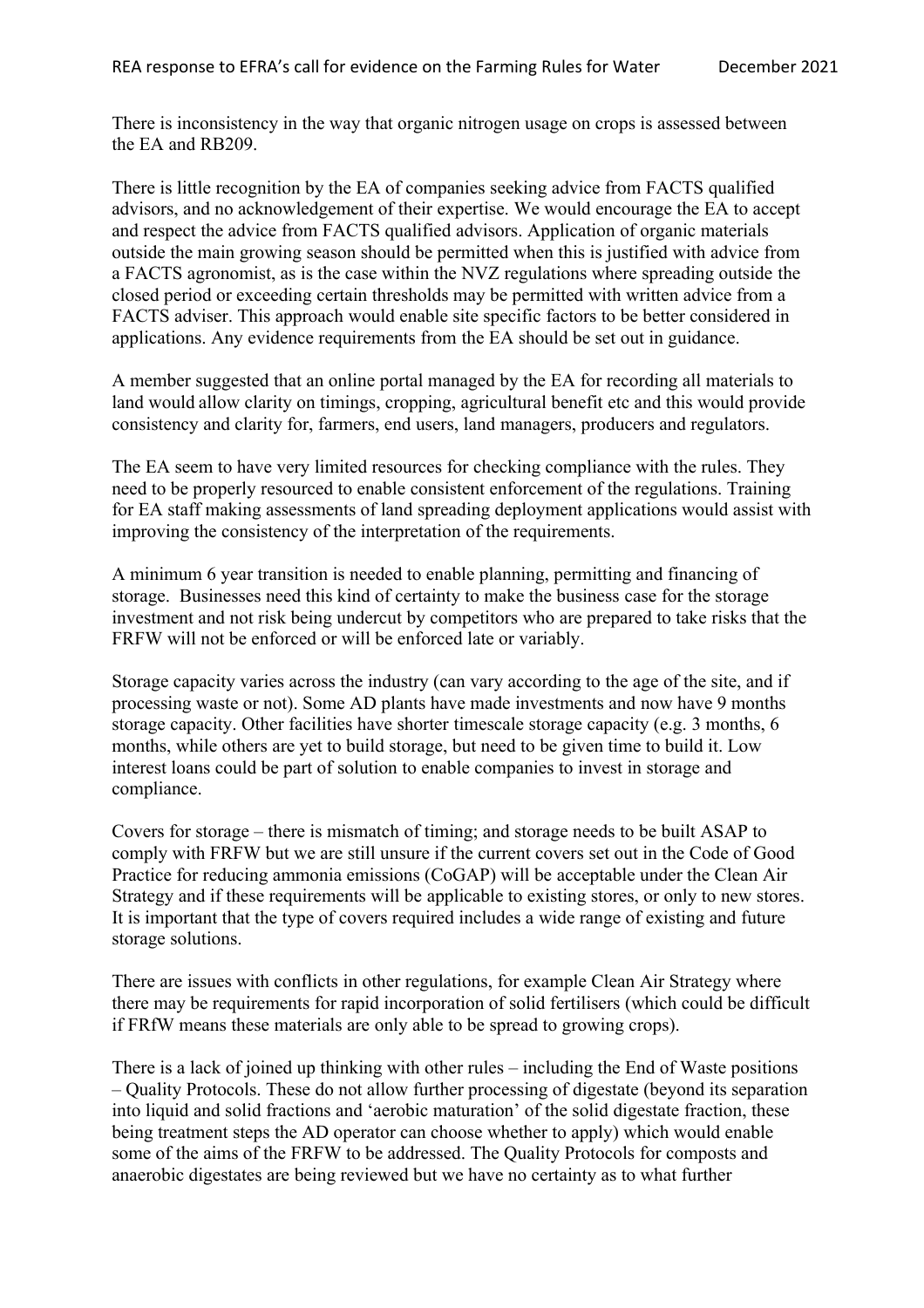There is inconsistency in the way that organic nitrogen usage on crops is assessed between the EA and RB209.

There is little recognition by the EA of companies seeking advice from FACTS qualified advisors, and no acknowledgement of their expertise. We would encourage the EA to accept and respect the advice from FACTS qualified advisors. Application of organic materials outside the main growing season should be permitted when this is justified with advice from a FACTS agronomist, as is the case within the NVZ regulations where spreading outside the closed period or exceeding certain thresholds may be permitted with written advice from a FACTS adviser. This approach would enable site specific factors to be better considered in applications. Any evidence requirements from the EA should be set out in guidance.

A member suggested that an online portal managed by the EA for recording all materials to land would allow clarity on timings, cropping, agricultural benefit etc and this would provide consistency and clarity for, farmers, end users, land managers, producers and regulators.

The EA seem to have very limited resources for checking compliance with the rules. They need to be properly resourced to enable consistent enforcement of the regulations. Training for EA staff making assessments of land spreading deployment applications would assist with improving the consistency of the interpretation of the requirements.

A minimum 6 year transition is needed to enable planning, permitting and financing of storage. Businesses need this kind of certainty to make the business case for the storage investment and not risk being undercut by competitors who are prepared to take risks that the FRFW will not be enforced or will be enforced late or variably.

Storage capacity varies across the industry (can vary according to the age of the site, and if processing waste or not). Some AD plants have made investments and now have 9 months storage capacity. Other facilities have shorter timescale storage capacity (e.g. 3 months, 6 months, while others are yet to build storage, but need to be given time to build it. Low interest loans could be part of solution to enable companies to invest in storage and compliance.

Covers for storage – there is mismatch of timing; and storage needs to be built ASAP to comply with FRFW but we are still unsure if the current covers set out in the Code of Good Practice for reducing ammonia emissions (CoGAP) will be acceptable under the Clean Air Strategy and if these requirements will be applicable to existing stores, or only to new stores. It is important that the type of covers required includes a wide range of existing and future storage solutions.

There are issues with conflicts in other regulations, for example Clean Air Strategy where there may be requirements for rapid incorporation of solid fertilisers (which could be difficult if FRfW means these materials are only able to be spread to growing crops).

There is a lack of joined up thinking with other rules – including the End of Waste positions – Quality Protocols. These do not allow further processing of digestate (beyond its separation into liquid and solid fractions and 'aerobic maturation' of the solid digestate fraction, these being treatment steps the AD operator can choose whether to apply) which would enable some of the aims of the FRFW to be addressed. The Quality Protocols for composts and anaerobic digestates are being reviewed but we have no certainty as to what further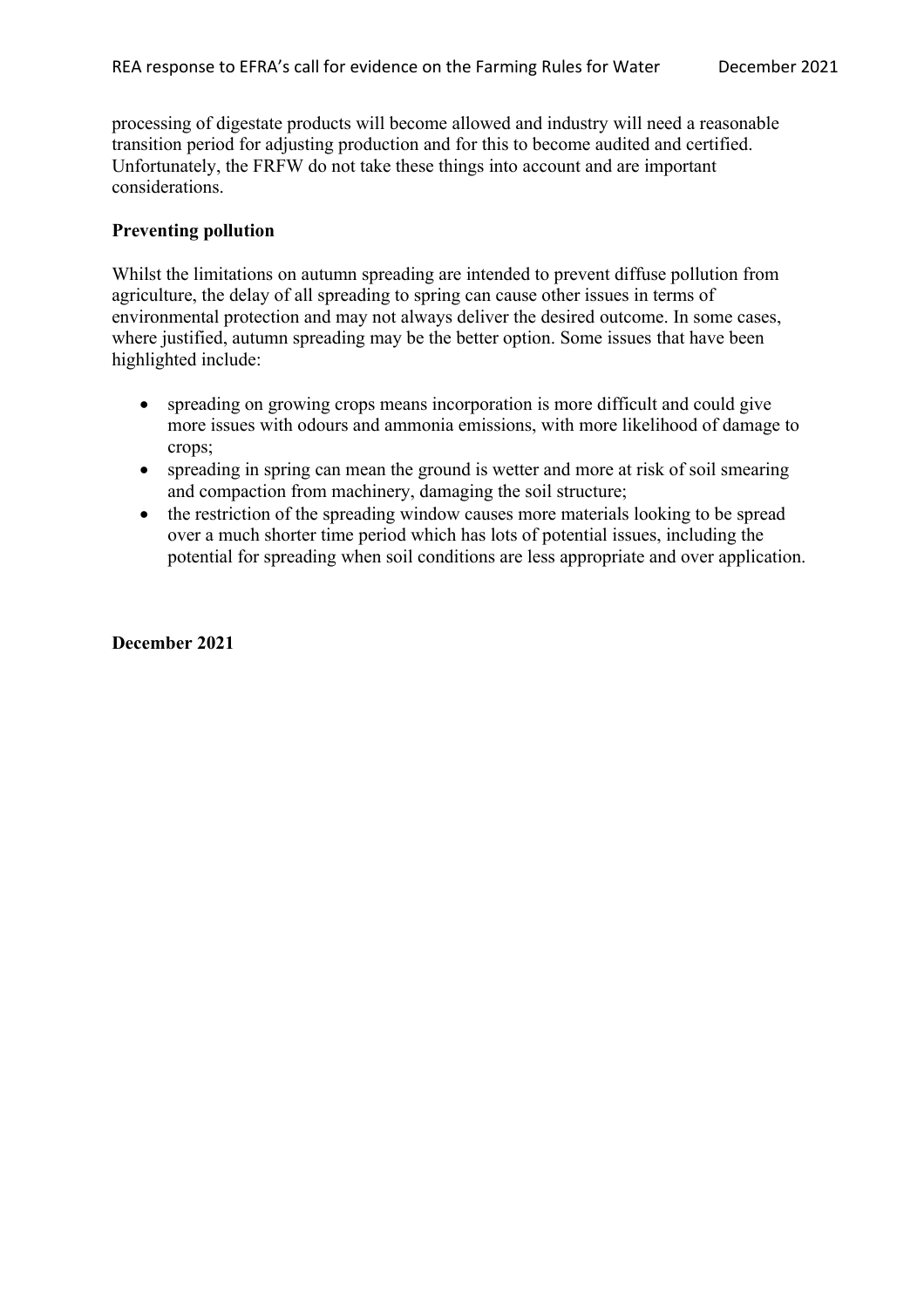processing of digestate products will become allowed and industry will need a reasonable transition period for adjusting production and for this to become audited and certified. Unfortunately, the FRFW do not take these things into account and are important considerations.

**Preventing pollution**

Whilst the limitations on autumn spreading are intended to prevent diffuse pollution from agriculture, the delay of all spreading to spring can cause other issues in terms of environmental protection and may not always deliver the desired outcome. In some cases, where justified, autumn spreading may be the better option. Some issues that have been highlighted include:

- spreading on growing crops means incorporation is more difficult and could give more issues with odours and ammonia emissions, with more likelihood of damage to crops;
- spreading in spring can mean the ground is wetter and more at risk of soil smearing and compaction from machinery, damaging the soil structure;
- the restriction of the spreading window causes more materials looking to be spread over a much shorter time period which has lots of potential issues, including the potential for spreading when soil conditions are less appropriate and over application.

**December 2021**